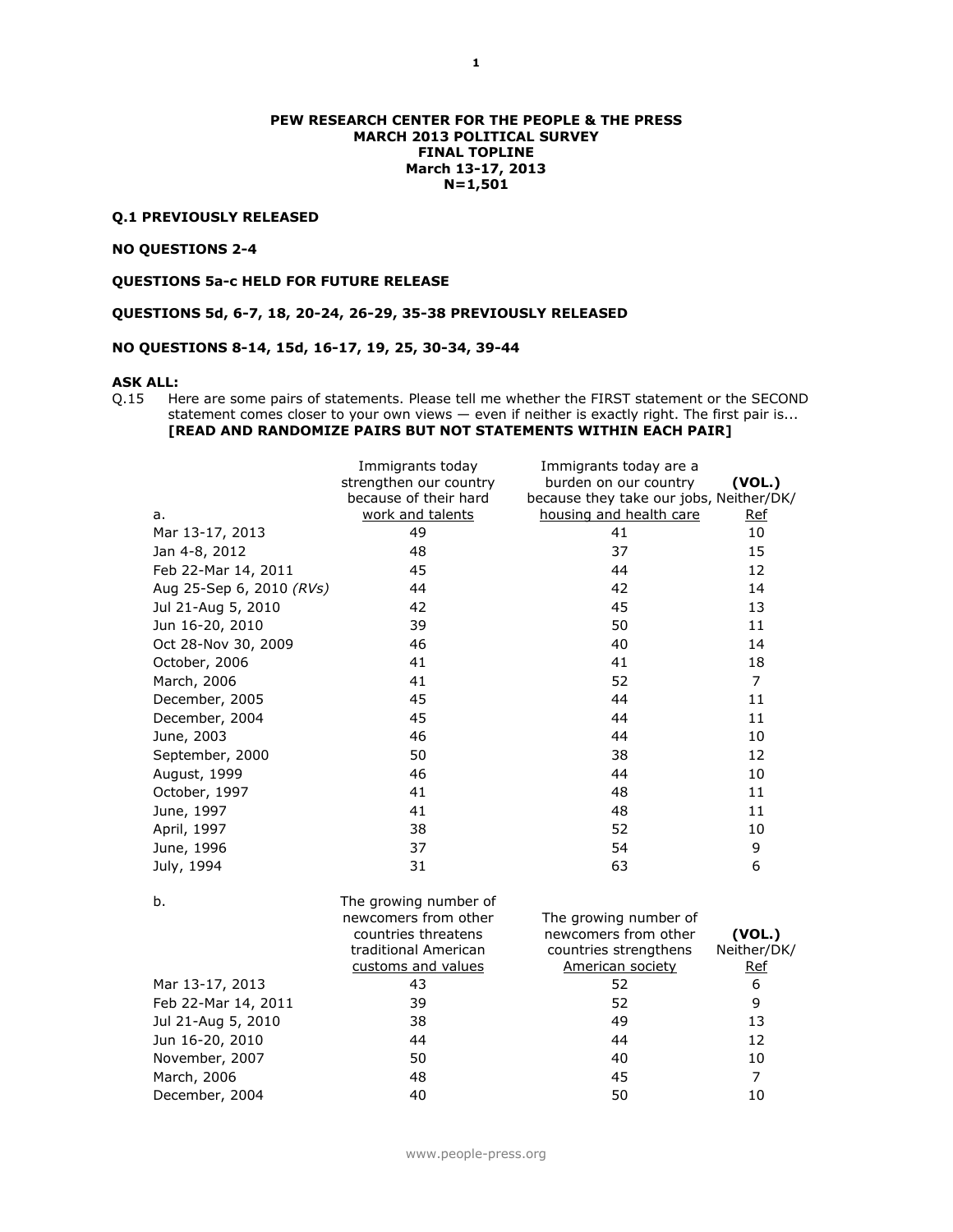**PEW RESEARCH CENTER FOR THE PEOPLE & THE PRESS**
**MARCH 2013 POLITICAL SURVEY**
**FINAL TOPLINE**
**March 13-17, 2013**
**N=1,501**

**Q.1 PREVIOUSLY RELEASED**

**NO QUESTIONS 2-4**

**QUESTIONS 5a-c HELD FOR FUTURE RELEASE**

**QUESTIONS 5d, 6-7, 18, 20-24, 26-29, 35-38 PREVIOUSLY RELEASED**

**NO QUESTIONS 8-14, 15d, 16-17, 19, 25, 30-34, 39-44**

**ASK ALL:**

Q.15 Here are some pairs of statements. Please tell me whether the FIRST statement or the SECOND statement comes closer to your own views — even if neither is exactly right. The first pair is... **[READ AND RANDOMIZE PAIRS BUT NOT STATEMENTS WITHIN EACH PAIR]**

| a. | Immigrants today strengthen our country because of their hard work and talents | Immigrants today are a burden on our country because they take our jobs, housing and health care | (VOL.) Neither/DK/ Ref |
|---|---|---|---|
| Mar 13-17, 2013 | 49 | 41 | 10 |
| Jan 4-8, 2012 | 48 | 37 | 15 |
| Feb 22-Mar 14, 2011 | 45 | 44 | 12 |
| Aug 25-Sep 6, 2010 *(RVs)* | 44 | 42 | 14 |
| Jul 21-Aug 5, 2010 | 42 | 45 | 13 |
| Jun 16-20, 2010 | 39 | 50 | 11 |
| Oct 28-Nov 30, 2009 | 46 | 40 | 14 |
| October, 2006 | 41 | 41 | 18 |
| March, 2006 | 41 | 52 | 7 |
| December, 2005 | 45 | 44 | 11 |
| December, 2004 | 45 | 44 | 11 |
| June, 2003 | 46 | 44 | 10 |
| September, 2000 | 50 | 38 | 12 |
| August, 1999 | 46 | 44 | 10 |
| October, 1997 | 41 | 48 | 11 |
| June, 1997 | 41 | 48 | 11 |
| April, 1997 | 38 | 52 | 10 |
| June, 1996 | 37 | 54 | 9 |
| July, 1994 | 31 | 63 | 6 |

| b. | The growing number of newcomers from other countries threatens traditional American customs and values | The growing number of newcomers from other countries strengthens American society | (VOL.) Neither/DK/ Ref |
|---|---|---|---|
| Mar 13-17, 2013 | 43 | 52 | 6 |
| Feb 22-Mar 14, 2011 | 39 | 52 | 9 |
| Jul 21-Aug 5, 2010 | 38 | 49 | 13 |
| Jun 16-20, 2010 | 44 | 44 | 12 |
| November, 2007 | 50 | 40 | 10 |
| March, 2006 | 48 | 45 | 7 |
| December, 2004 | 40 | 50 | 10 |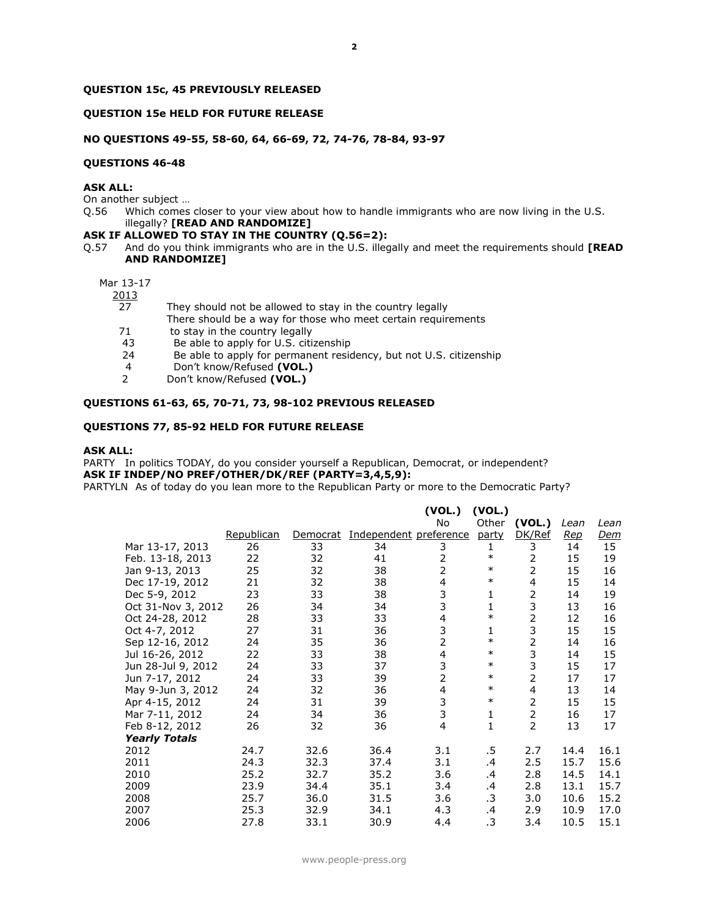**QUESTION 15c, 45 PREVIOUSLY RELEASED**

**QUESTION 15e HELD FOR FUTURE RELEASE**

**NO QUESTIONS 49-55, 58-60, 64, 66-69, 72, 74-76, 78-84, 93-97**

**QUESTIONS 46-48**

**ASK ALL:**
On another subject …

Q.56 Which comes closer to your view about how to handle immigrants who are now living in the U.S. illegally? **[READ AND RANDOMIZE]**

**ASK IF ALLOWED TO STAY IN THE COUNTRY (Q.56=2):**

Q.57 And do you think immigrants who are in the U.S. illegally and meet the requirements should **[READ AND RANDOMIZE]**

| Mar 13-17 2013 | |
|---|---|
| 27 | They should not be allowed to stay in the country legally |
| | There should be a way for those who meet certain requirements |
| 71 | to stay in the country legally |
| 43 | Be able to apply for U.S. citizenship |
| 24 | Be able to apply for permanent residency, but not U.S. citizenship |
| 4 | Don't know/Refused **(VOL.)** |
| 2 | Don't know/Refused **(VOL.)** |

**QUESTIONS 61-63, 65, 70-71, 73, 98-102 PREVIOUS RELEASED**

**QUESTIONS 77, 85-92 HELD FOR FUTURE RELEASE**

**ASK ALL:**
PARTY In politics TODAY, do you consider yourself a Republican, Democrat, or independent?

**ASK IF INDEP/NO PREF/OTHER/DK/REF (PARTY=3,4,5,9):**
PARTYLN As of today do you lean more to the Republican Party or more to the Democratic Party?

| | Republican | Democrat | Independent | (VOL.) No preference | (VOL.) Other party | (VOL.) DK/Ref | *Lean Rep* | *Lean Dem* |
|---|---|---|---|---|---|---|---|---|
| Mar 13-17, 2013 | 26 | 33 | 34 | 3 | 1 | 3 | 14 | 15 |
| Feb. 13-18, 2013 | 22 | 32 | 41 | 2 | * | 2 | 15 | 19 |
| Jan 9-13, 2013 | 25 | 32 | 38 | 2 | * | 2 | 15 | 16 |
| Dec 17-19, 2012 | 21 | 32 | 38 | 4 | * | 4 | 15 | 14 |
| Dec 5-9, 2012 | 23 | 33 | 38 | 3 | 1 | 2 | 14 | 19 |
| Oct 31-Nov 3, 2012 | 26 | 34 | 34 | 3 | 1 | 3 | 13 | 16 |
| Oct 24-28, 2012 | 28 | 33 | 33 | 4 | * | 2 | 12 | 16 |
| Oct 4-7, 2012 | 27 | 31 | 36 | 3 | 1 | 3 | 15 | 15 |
| Sep 12-16, 2012 | 24 | 35 | 36 | 2 | * | 2 | 14 | 16 |
| Jul 16-26, 2012 | 22 | 33 | 38 | 4 | * | 3 | 14 | 15 |
| Jun 28-Jul 9, 2012 | 24 | 33 | 37 | 3 | * | 3 | 15 | 17 |
| Jun 7-17, 2012 | 24 | 33 | 39 | 2 | * | 2 | 17 | 17 |
| May 9-Jun 3, 2012 | 24 | 32 | 36 | 4 | * | 4 | 13 | 14 |
| Apr 4-15, 2012 | 24 | 31 | 39 | 3 | * | 2 | 15 | 15 |
| Mar 7-11, 2012 | 24 | 34 | 36 | 3 | 1 | 2 | 16 | 17 |
| Feb 8-12, 2012 | 26 | 32 | 36 | 4 | 1 | 2 | 13 | 17 |
| ***Yearly Totals*** | | | | | | | | |
| 2012 | 24.7 | 32.6 | 36.4 | 3.1 | .5 | 2.7 | 14.4 | 16.1 |
| 2011 | 24.3 | 32.3 | 37.4 | 3.1 | .4 | 2.5 | 15.7 | 15.6 |
| 2010 | 25.2 | 32.7 | 35.2 | 3.6 | .4 | 2.8 | 14.5 | 14.1 |
| 2009 | 23.9 | 34.4 | 35.1 | 3.4 | .4 | 2.8 | 13.1 | 15.7 |
| 2008 | 25.7 | 36.0 | 31.5 | 3.6 | .3 | 3.0 | 10.6 | 15.2 |
| 2007 | 25.3 | 32.9 | 34.1 | 4.3 | .4 | 2.9 | 10.9 | 17.0 |
| 2006 | 27.8 | 33.1 | 30.9 | 4.4 | .3 | 3.4 | 10.5 | 15.1 |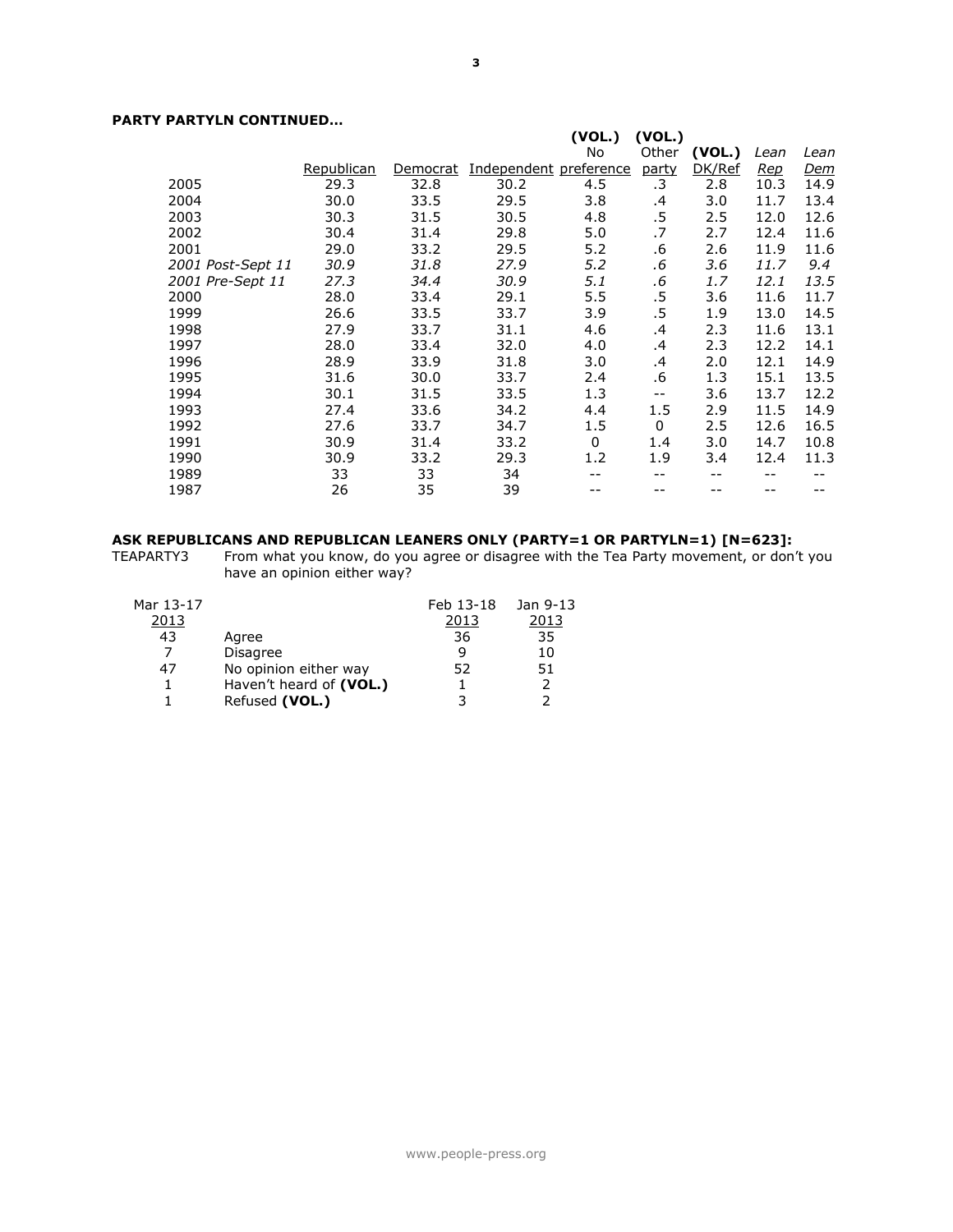**PARTY PARTYLN CONTINUED…**

| | Republican | Democrat | Independent | (VOL.) No preference | (VOL.) Other party | (VOL.) DK/Ref | *Lean Rep* | *Lean Dem* |
|---|---|---|---|---|---|---|---|---|
| 2005 | 29.3 | 32.8 | 30.2 | 4.5 | .3 | 2.8 | 10.3 | 14.9 |
| 2004 | 30.0 | 33.5 | 29.5 | 3.8 | .4 | 3.0 | 11.7 | 13.4 |
| 2003 | 30.3 | 31.5 | 30.5 | 4.8 | .5 | 2.5 | 12.0 | 12.6 |
| 2002 | 30.4 | 31.4 | 29.8 | 5.0 | .7 | 2.7 | 12.4 | 11.6 |
| 2001 | 29.0 | 33.2 | 29.5 | 5.2 | .6 | 2.6 | 11.9 | 11.6 |
| *2001 Post-Sept 11* | *30.9* | *31.8* | *27.9* | *5.2* | *.6* | *3.6* | *11.7* | *9.4* |
| *2001 Pre-Sept 11* | *27.3* | *34.4* | *30.9* | *5.1* | *.6* | *1.7* | *12.1* | *13.5* |
| 2000 | 28.0 | 33.4 | 29.1 | 5.5 | .5 | 3.6 | 11.6 | 11.7 |
| 1999 | 26.6 | 33.5 | 33.7 | 3.9 | .5 | 1.9 | 13.0 | 14.5 |
| 1998 | 27.9 | 33.7 | 31.1 | 4.6 | .4 | 2.3 | 11.6 | 13.1 |
| 1997 | 28.0 | 33.4 | 32.0 | 4.0 | .4 | 2.3 | 12.2 | 14.1 |
| 1996 | 28.9 | 33.9 | 31.8 | 3.0 | .4 | 2.0 | 12.1 | 14.9 |
| 1995 | 31.6 | 30.0 | 33.7 | 2.4 | .6 | 1.3 | 15.1 | 13.5 |
| 1994 | 30.1 | 31.5 | 33.5 | 1.3 | -- | 3.6 | 13.7 | 12.2 |
| 1993 | 27.4 | 33.6 | 34.2 | 4.4 | 1.5 | 2.9 | 11.5 | 14.9 |
| 1992 | 27.6 | 33.7 | 34.7 | 1.5 | 0 | 2.5 | 12.6 | 16.5 |
| 1991 | 30.9 | 31.4 | 33.2 | 0 | 1.4 | 3.0 | 14.7 | 10.8 |
| 1990 | 30.9 | 33.2 | 29.3 | 1.2 | 1.9 | 3.4 | 12.4 | 11.3 |
| 1989 | 33 | 33 | 34 | -- | -- | -- | -- | -- |
| 1987 | 26 | 35 | 39 | -- | -- | -- | -- | -- |

**ASK REPUBLICANS AND REPUBLICAN LEANERS ONLY (PARTY=1 OR PARTYLN=1) [N=623]:**

TEAPARTY3 From what you know, do you agree or disagree with the Tea Party movement, or don't you have an opinion either way?

| Mar 13-17 2013 | | Feb 13-18 2013 | Jan 9-13 2013 |
|---|---|---|---|
| 43 | Agree | 36 | 35 |
| 7 | Disagree | 9 | 10 |
| 47 | No opinion either way | 52 | 51 |
| 1 | Haven't heard of **(VOL.)** | 1 | 2 |
| 1 | Refused **(VOL.)** | 3 | 2 |